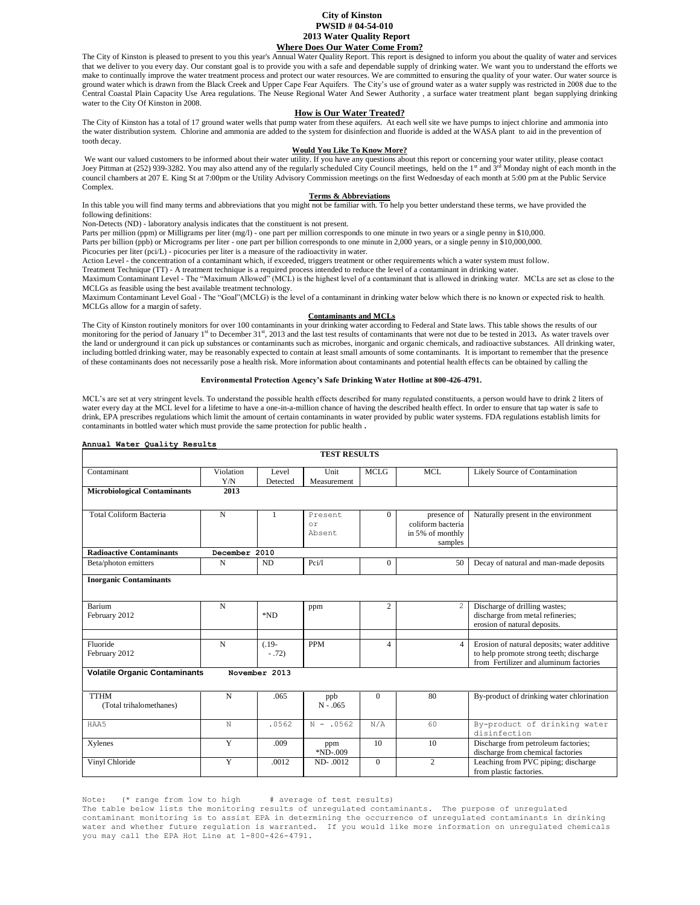# City of Kinston
# PWSID # 04-54-010
# 2013 Water Quality Report

## Where Does Our Water Come From?

The City of Kinston is pleased to present to you this year's Annual Water Quality Report. This report is designed to inform you about the quality of water and services that we deliver to you every day. Our constant goal is to provide you with a safe and dependable supply of drinking water. We want you to understand the efforts we make to continually improve the water treatment process and protect our water resources. We are committed to ensuring the quality of your water. Our water source is ground water which is drawn from the Black Creek and Upper Cape Fear Aquifers. The City's use of ground water as a water supply was restricted in 2008 due to the Central Coastal Plain Capacity Use Area regulations. The Neuse Regional Water And Sewer Authority , a surface water treatment plant began supplying drinking water to the City Of Kinston in 2008.

## How is Our Water Treated?

The City of Kinston has a total of 17 ground water wells that pump water from these aquifers. At each well site we have pumps to inject chlorine and ammonia into the water distribution system. Chlorine and ammonia are added to the system for disinfection and fluoride is added at the WASA plant to aid in the prevention of tooth decay.

### Would You Like To Know More?

We want our valued customers to be informed about their water utility. If you have any questions about this report or concerning your water utility, please contact Joey Pittman at (252) 939-3282. You may also attend any of the regularly scheduled City Council meetings, held on the 1st and 3rd Monday night of each month in the council chambers at 207 E. King St at 7:00pm or the Utility Advisory Commission meetings on the first Wednesday of each month at 5:00 pm at the Public Service Complex.

### Terms & Abbreviations

In this table you will find many terms and abbreviations that you might not be familiar with. To help you better understand these terms, we have provided the following definitions:

Non-Detects (ND) - laboratory analysis indicates that the constituent is not present.

Parts per million (ppm) or Milligrams per liter (mg/l) - one part per million corresponds to one minute in two years or a single penny in $10,000.

Parts per billion (ppb) or Micrograms per liter - one part per billion corresponds to one minute in 2,000 years, or a single penny in $10,000,000.

Picocuries per liter (pci/L) - picocuries per liter is a measure of the radioactivity in water.

Action Level - the concentration of a contaminant which, if exceeded, triggers treatment or other requirements which a water system must follow.

Treatment Technique (TT) - A treatment technique is a required process intended to reduce the level of a contaminant in drinking water.

Maximum Contaminant Level - The "Maximum Allowed" (MCL) is the highest level of a contaminant that is allowed in drinking water. MCLs are set as close to the MCLGs as feasible using the best available treatment technology.

Maximum Contaminant Level Goal - The "Goal"(MCLG) is the level of a contaminant in drinking water below which there is no known or expected risk to health. MCLGs allow for a margin of safety.

### Contaminants and MCLs

The City of Kinston routinely monitors for over 100 contaminants in your drinking water according to Federal and State laws. This table shows the results of our monitoring for the period of January 1st to December 31st, 2013 and the last test results of contaminants that were not due to be tested in 2013**.** As water travels over the land or underground it can pick up substances or contaminants such as microbes, inorganic and organic chemicals, and radioactive substances. All drinking water, including bottled drinking water, may be reasonably expected to contain at least small amounts of some contaminants. It is important to remember that the presence of these contaminants does not necessarily pose a health risk. More information about contaminants and potential health effects can be obtained by calling the

**Environmental Protection Agency's Safe Drinking Water Hotline at 800-426-4791.**

MCL's are set at very stringent levels. To understand the possible health effects described for many regulated constituents, a person would have to drink 2 liters of water every day at the MCL level for a lifetime to have a one-in-a-million chance of having the described health effect. In order to ensure that tap water is safe to drink, EPA prescribes regulations which limit the amount of certain contaminants in water provided by public water systems. FDA regulations establish limits for contaminants in bottled water which must provide the same protection for public health **.**

**Annual Water Quality Results**

| TEST RESULTS | | | | | | |
|---|---|---|---|---|---|---|
| Contaminant | Violation Y/N | Level Detected | Unit Measurement | MCLG | MCL | Likely Source of Contamination |
| **Microbiological Contaminants** | **2013** | | | | | |
| Total Coliform Bacteria | N | 1 | Present or Absent | 0 | presence of coliform bacteria in 5% of monthly samples | Naturally present in the environment |
| **Radioactive Contaminants** | **December 2010** | | | | | |
| Beta/photon emitters | N | ND | Pci/l | 0 | 50 | Decay of natural and man-made deposits |
| **Inorganic Contaminants** | | | | | | |
| Barium February 2012 | N | *ND | ppm | 2 | 2 | Discharge of drilling wastes; discharge from metal refineries; erosion of natural deposits. |
| Fluoride February 2012 | N | (.19- - .72) | PPM | 4 | 4 | Erosion of natural deposits; water additive to help promote strong teeth; discharge from Fertilizer and aluminum factories |
| **Volatile Organic Contaminants** | **November 2013** | | | | | |
| TTHM (Total trihalomethanes) | N | .065 | ppb N - .065 | 0 | 80 | By-product of drinking water chlorination |
| HAA5 | N | .0562 | N - .0562 | N/A | 60 | By-product of drinking water disinfection |
| Xylenes | Y | .009 | ppm *ND-.009 | 10 | 10 | Discharge from petroleum factories; discharge from chemical factories |
| Vinyl Chloride | Y | .0012 | ND- .0012 | 0 | 2 | Leaching from PVC piping; discharge from plastic factories. |

Note: (* range from low to high # average of test results)

The table below lists the monitoring results of unregulated contaminants. The purpose of unregulated contaminant monitoring is to assist EPA in determining the occurrence of unregulated contaminants in drinking water and whether future regulation is warranted. If you would like more information on unregulated chemicals you may call the EPA Hot Line at 1-800-426-4791.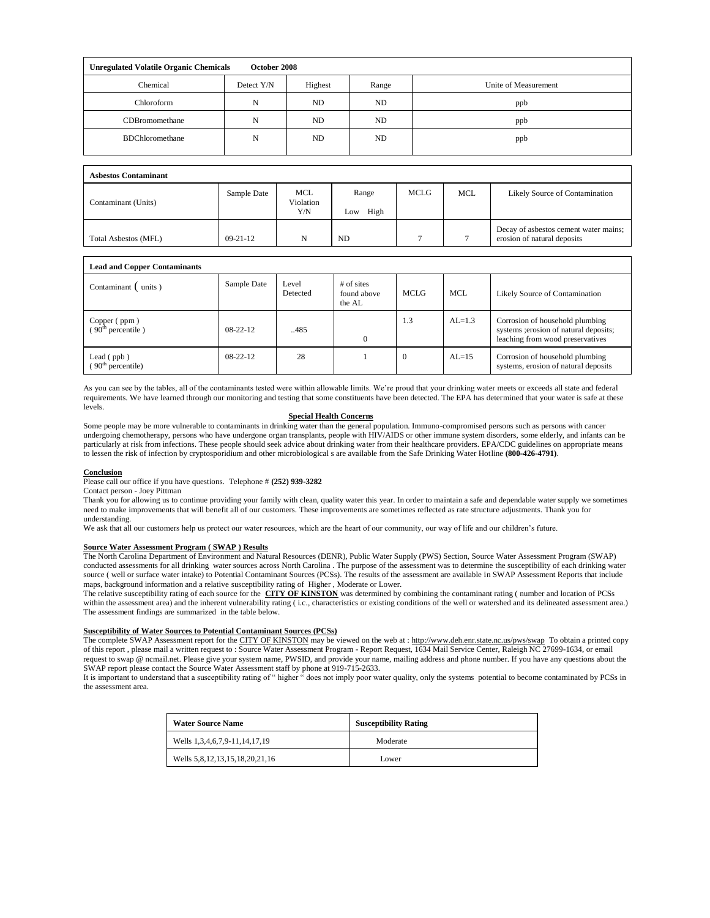| Unregulated Volatile Organic Chemicals October 2008 | | | | |
|---|---|---|---|---|
| Chemical | Detect Y/N | Highest | Range | Unite of Measurement |
| Chloroform | N | ND | ND | ppb |
| CDBromomethane | N | ND | ND | ppb |
| BDChloromethane | N | ND | ND | ppb |

| Asbestos Contaminant | | | | | | |
|---|---|---|---|---|---|---|
| Contaminant (Units) | Sample Date | MCL Violation Y/N | Range Low High | MCLG | MCL | Likely Source of Contamination |
| Total Asbestos (MFL) | 09-21-12 | N | ND | 7 | 7 | Decay of asbestos cement water mains; erosion of natural deposits |

| Lead and Copper Contaminants | | | | | | |
|---|---|---|---|---|---|---|
| Contaminant ( units ) | Sample Date | Level Detected | # of sites found above the AL | MCLG | MCL | Likely Source of Contamination |
| Copper ( ppm ) ( 90th percentile ) | 08-22-12 | ..485 | 0 | 1.3 | AL=1.3 | Corrosion of household plumbing systems ;erosion of natural deposits; leaching from wood preservatives |
| Lead ( ppb ) ( 90th percentile) | 08-22-12 | 28 | 1 | 0 | AL=15 | Corrosion of household plumbing systems, erosion of natural deposits |

As you can see by the tables, all of the contaminants tested were within allowable limits. We're proud that your drinking water meets or exceeds all state and federal requirements. We have learned through our monitoring and testing that some constituents have been detected. The EPA has determined that your water is safe at these levels.

**Special Health Concerns**

Some people may be more vulnerable to contaminants in drinking water than the general population. Immuno-compromised persons such as persons with cancer undergoing chemotherapy, persons who have undergone organ transplants, people with HIV/AIDS or other immune system disorders, some elderly, and infants can be particularly at risk from infections. These people should seek advice about drinking water from their healthcare providers. EPA/CDC guidelines on appropriate means to lessen the risk of infection by cryptosporidium and other microbiological s are available from the Safe Drinking Water Hotline **(800-426-4791)**.

**Conclusion**

Please call our office if you have questions. Telephone # **(252) 939-3282**

Contact person - Joey Pittman

Thank you for allowing us to continue providing your family with clean, quality water this year. In order to maintain a safe and dependable water supply we sometimes need to make improvements that will benefit all of our customers. These improvements are sometimes reflected as rate structure adjustments. Thank you for understanding.

We ask that all our customers help us protect our water resources, which are the heart of our community, our way of life and our children's future.

**Source Water Assessment Program ( SWAP ) Results**

The North Carolina Department of Environment and Natural Resources (DENR), Public Water Supply (PWS) Section, Source Water Assessment Program (SWAP) conducted assessments for all drinking water sources across North Carolina . The purpose of the assessment was to determine the susceptibility of each drinking water source ( well or surface water intake) to Potential Contaminant Sources (PCSs). The results of the assessment are available in SWAP Assessment Reports that include maps, background information and a relative susceptibility rating of Higher , Moderate or Lower.

The relative susceptibility rating of each source for the **CITY OF KINSTON** was determined by combining the contaminant rating ( number and location of PCSs within the assessment area) and the inherent vulnerability rating ( i.e., characteristics or existing conditions of the well or watershed and its delineated assessment area.) The assessment findings are summarized in the table below.

**Susceptibility of Water Sources to Potential Contaminant Sources (PCSs)**

The complete SWAP Assessment report for the CITY OF KINSTON may be viewed on the web at : http://www.deh.enr.state.nc.us/pws/swap To obtain a printed copy of this report , please mail a written request to : Source Water Assessment Program - Report Request, 1634 Mail Service Center, Raleigh NC 27699-1634, or email request to swap @ ncmail.net. Please give your system name, PWSID, and provide your name, mailing address and phone number. If you have any questions about the SWAP report please contact the Source Water Assessment staff by phone at 919-715-2633.

It is important to understand that a susceptibility rating of " higher " does not imply poor water quality, only the systems potential to become contaminated by PCSs in the assessment area.

| Water Source Name | Susceptibility Rating |
|---|---|
| Wells 1,3,4,6,7,9-11,14,17,19 | Moderate |
| Wells 5,8,12,13,15,18,20,21,16 | Lower |